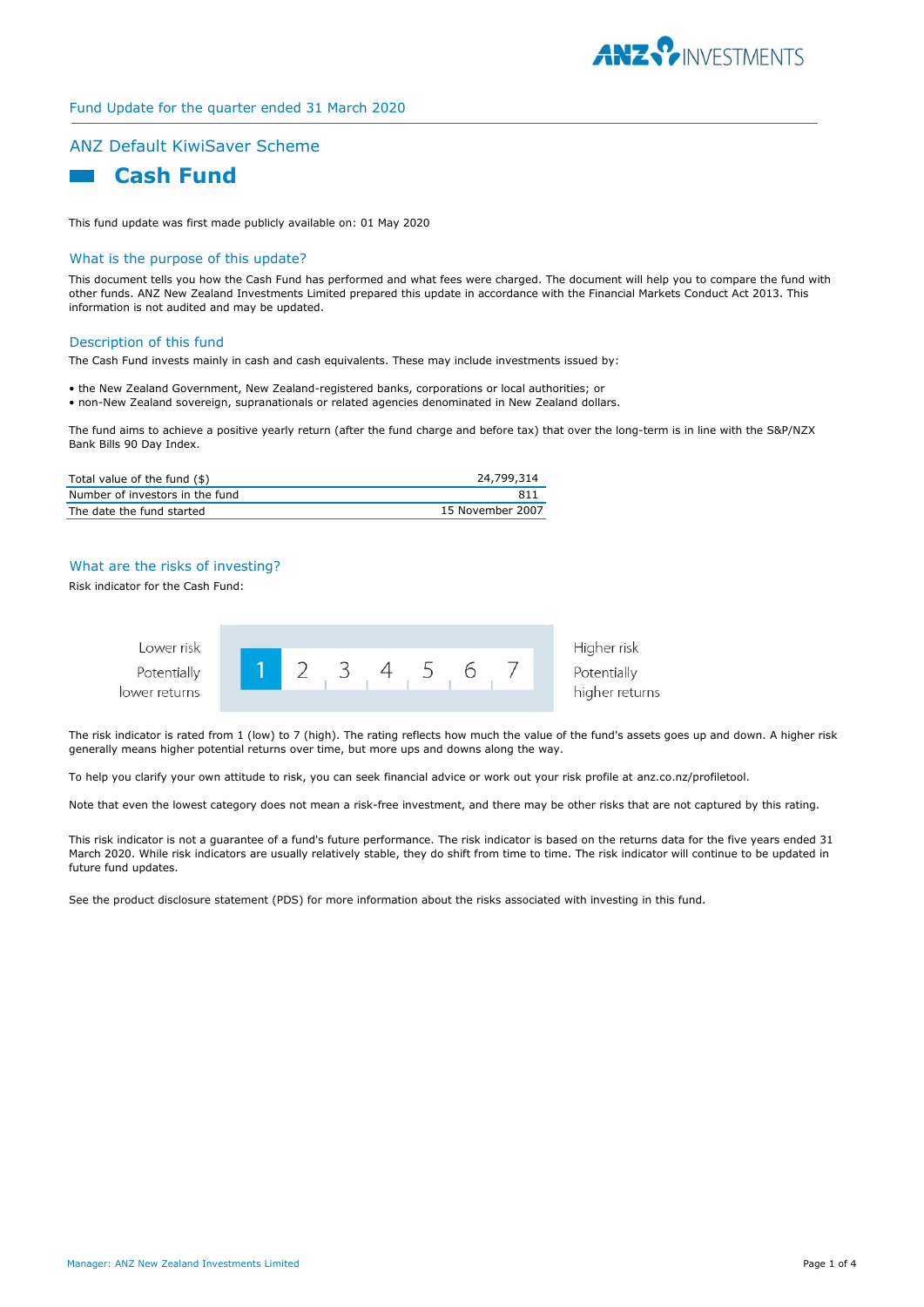Fund Update for the quarter ended 31 March 2020

## ANZ Default KiwiSaver Scheme

# Cash Fund

This fund update was first made publicly available on: 01 May 2020

### What is the purpose of this update?

This document tells you how the Cash Fund has performed and what fees were charged. The document will help you to compare the fund with other funds. ANZ New Zealand Investments Limited prepared this update in accordance with the Financial Markets Conduct Act 2013. This information is not audited and may be updated.

### Description of this fund

The Cash Fund invests mainly in cash and cash equivalents. These may include investments issued by:

- the New Zealand Government, New Zealand-registered banks, corporations or local authorities; or
- non-New Zealand sovereign, supranationals or related agencies denominated in New Zealand dollars.

The fund aims to achieve a positive yearly return (after the fund charge and before tax) that over the long-term is in line with the S&P/NZX Bank Bills 90 Day Index.

| | |
|---|---|
| Total value of the fund ($) | 24,799,314 |
| Number of investors in the fund | 811 |
| The date the fund started | 15 November 2007 |

### What are the risks of investing?

Risk indicator for the Cash Fund:

| Lower risk<br>Potentially lower returns | **1** | 2 | 3 | 4 | 5 | 6 | 7 | Higher risk<br>Potentially higher returns |
|---|---|---|---|---|---|---|---|---|

The risk indicator is rated from 1 (low) to 7 (high). The rating reflects how much the value of the fund's assets goes up and down. A higher risk generally means higher potential returns over time, but more ups and downs along the way.

To help you clarify your own attitude to risk, you can seek financial advice or work out your risk profile at anz.co.nz/profiletool.

Note that even the lowest category does not mean a risk-free investment, and there may be other risks that are not captured by this rating.

This risk indicator is not a guarantee of a fund's future performance. The risk indicator is based on the returns data for the five years ended 31 March 2020. While risk indicators are usually relatively stable, they do shift from time to time. The risk indicator will continue to be updated in future fund updates.

See the product disclosure statement (PDS) for more information about the risks associated with investing in this fund.

Manager: ANZ New Zealand Investments Limited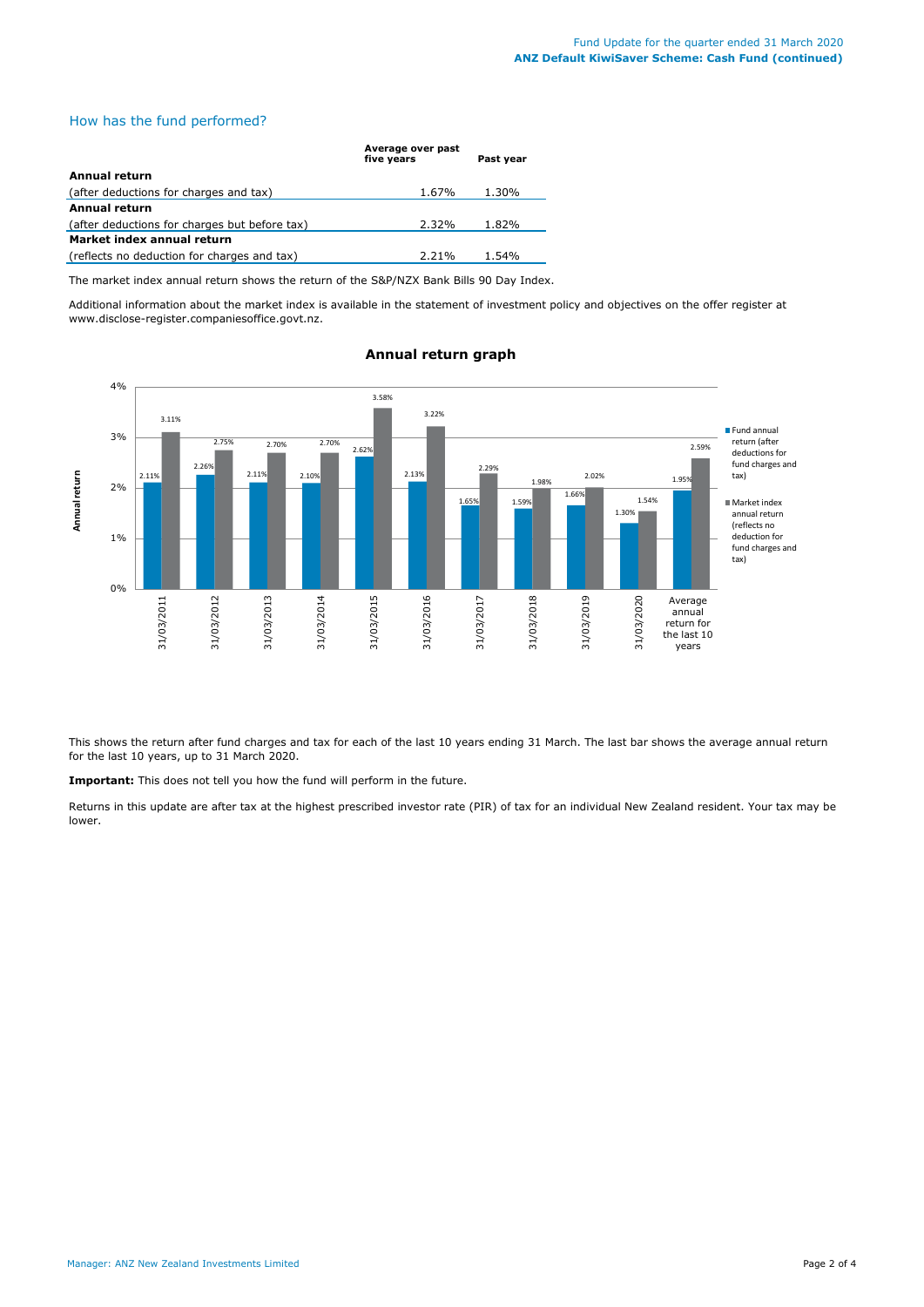## How has the fund performed?

| | Average over past five years | Past year |
|---|---|---|
| **Annual return** | | |
| (after deductions for charges and tax) | 1.67% | 1.30% |
| **Annual return** | | |
| (after deductions for charges but before tax) | 2.32% | 1.82% |
| **Market index annual return** | | |
| (reflects no deduction for charges and tax) | 2.21% | 1.54% |

The market index annual return shows the return of the S&P/NZX Bank Bills 90 Day Index.

Additional information about the market index is available in the statement of investment policy and objectives on the offer register at www.disclose-register.companiesoffice.govt.nz.

### Annual return graph

| | Fund annual return (after deductions for fund charges and tax) | Market index annual return (reflects no deduction for fund charges and tax) |
|---|---|---|
| 31/03/2011 | 2.11% | 3.11% |
| 31/03/2012 | 2.26% | 2.75% |
| 31/03/2013 | 2.11% | 2.70% |
| 31/03/2014 | 2.10% | 2.70% |
| 31/03/2015 | 2.62% | 3.58% |
| 31/03/2016 | 2.13% | 3.22% |
| 31/03/2017 | 1.65% | 2.29% |
| 31/03/2018 | 1.59% | 1.98% |
| 31/03/2019 | 1.66% | 2.02% |
| 31/03/2020 | 1.30% | 1.54% |
| Average annual return for the last 10 years | 1.95% | 2.59% |

This shows the return after fund charges and tax for each of the last 10 years ending 31 March. The last bar shows the average annual return for the last 10 years, up to 31 March 2020.

**Important:** This does not tell you how the fund will perform in the future.

Returns in this update are after tax at the highest prescribed investor rate (PIR) of tax for an individual New Zealand resident. Your tax may be lower.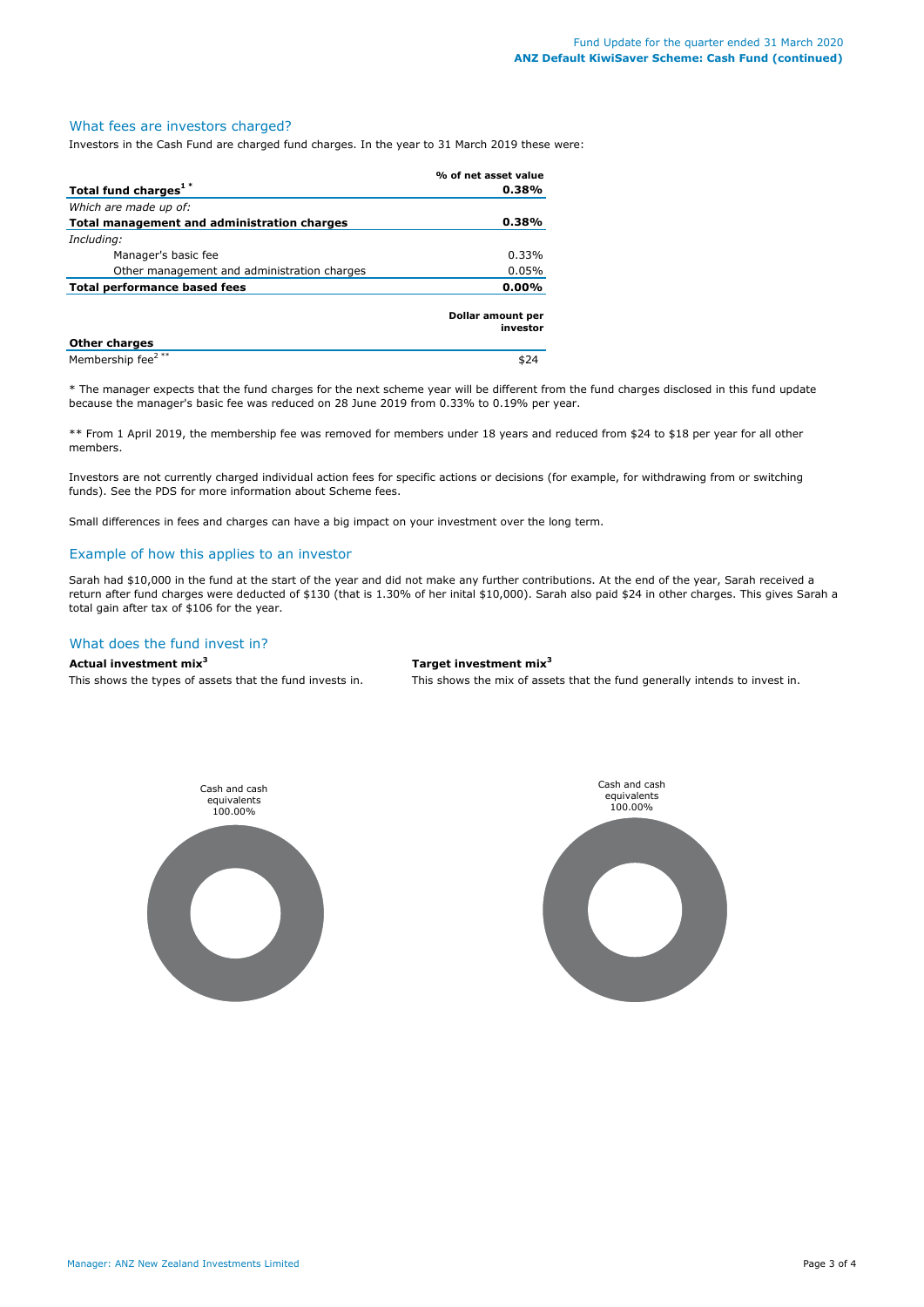## What fees are investors charged?

Investors in the Cash Fund are charged fund charges. In the year to 31 March 2019 these were:

| | % of net asset value |
|---|---|
| **Total fund charges[1] *** | **0.38%** |
| *Which are made up of:* | |
| **Total management and administration charges** | **0.38%** |
| *Including:* | |
| Manager's basic fee | 0.33% |
| Other management and administration charges | 0.05% |
| **Total performance based fees** | **0.00%** |

| | Dollar amount per investor |
|---|---|
| **Other charges** | |
| Membership fee[2] ** | $24 |

* The manager expects that the fund charges for the next scheme year will be different from the fund charges disclosed in this fund update because the manager's basic fee was reduced on 28 June 2019 from 0.33% to 0.19% per year.

** From 1 April 2019, the membership fee was removed for members under 18 years and reduced from $24 to $18 per year for all other members.

Investors are not currently charged individual action fees for specific actions or decisions (for example, for withdrawing from or switching funds). See the PDS for more information about Scheme fees.

Small differences in fees and charges can have a big impact on your investment over the long term.

## Example of how this applies to an investor

Sarah had $10,000 in the fund at the start of the year and did not make any further contributions. At the end of the year, Sarah received a return after fund charges were deducted of $130 (that is 1.30% of her inital $10,000). Sarah also paid $24 in other charges. This gives Sarah a total gain after tax of $106 for the year.

## What does the fund invest in?

**Actual investment mix[3]**

This shows the types of assets that the fund invests in.

Cash and cash equivalents 100.00%

**Target investment mix[3]**

This shows the mix of assets that the fund generally intends to invest in.

Cash and cash equivalents 100.00%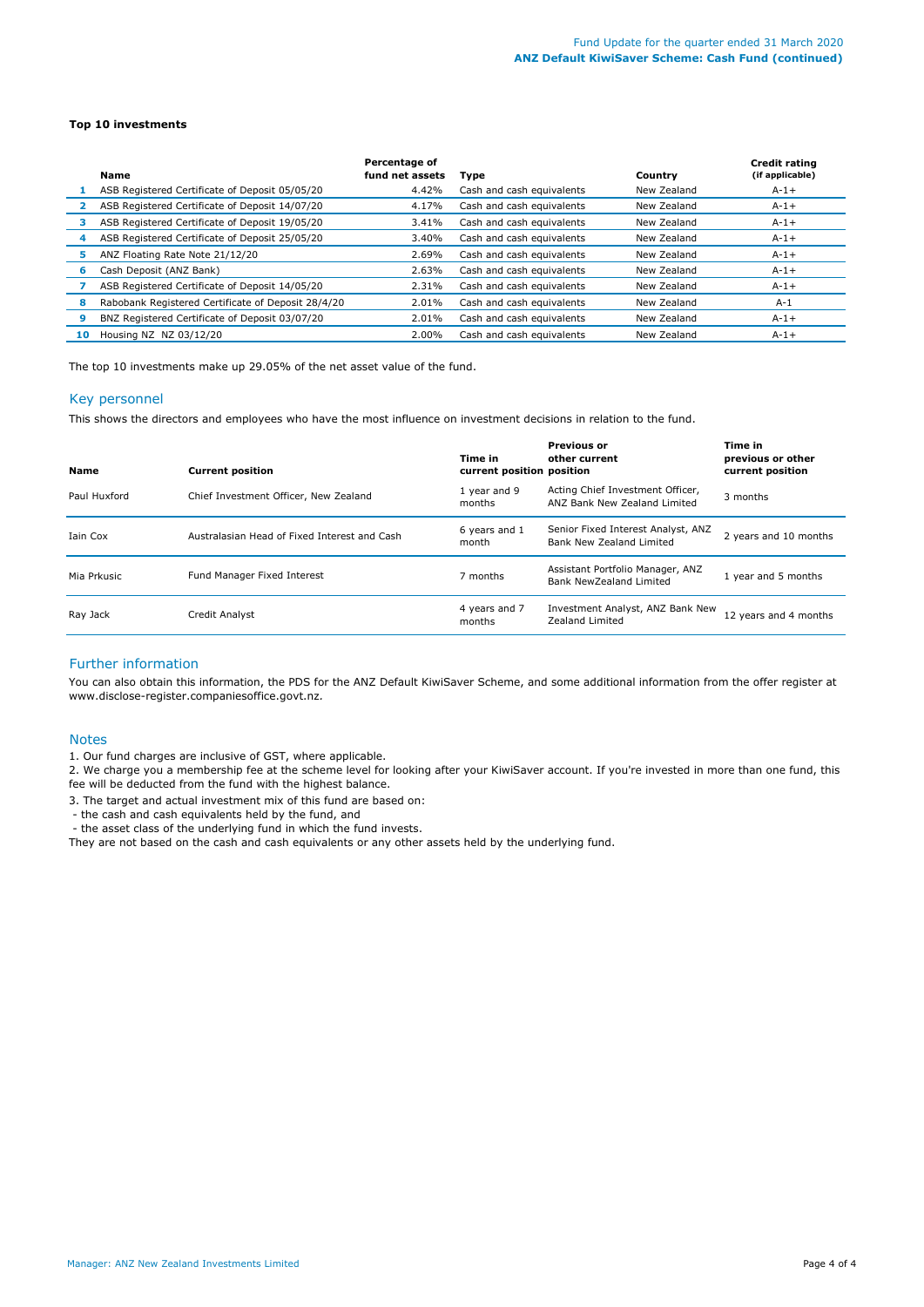#### Top 10 investments

| | Name | Percentage of fund net assets | Type | Country | Credit rating (if applicable) |
|---|---|---|---|---|---|
| 1 | ASB Registered Certificate of Deposit 05/05/20 | 4.42% | Cash and cash equivalents | New Zealand | A-1+ |
| 2 | ASB Registered Certificate of Deposit 14/07/20 | 4.17% | Cash and cash equivalents | New Zealand | A-1+ |
| 3 | ASB Registered Certificate of Deposit 19/05/20 | 3.41% | Cash and cash equivalents | New Zealand | A-1+ |
| 4 | ASB Registered Certificate of Deposit 25/05/20 | 3.40% | Cash and cash equivalents | New Zealand | A-1+ |
| 5 | ANZ Floating Rate Note 21/12/20 | 2.69% | Cash and cash equivalents | New Zealand | A-1+ |
| 6 | Cash Deposit (ANZ Bank) | 2.63% | Cash and cash equivalents | New Zealand | A-1+ |
| 7 | ASB Registered Certificate of Deposit 14/05/20 | 2.31% | Cash and cash equivalents | New Zealand | A-1+ |
| 8 | Rabobank Registered Certificate of Deposit 28/4/20 | 2.01% | Cash and cash equivalents | New Zealand | A-1 |
| 9 | BNZ Registered Certificate of Deposit 03/07/20 | 2.01% | Cash and cash equivalents | New Zealand | A-1+ |
| 10 | Housing NZ NZ 03/12/20 | 2.00% | Cash and cash equivalents | New Zealand | A-1+ |

The top 10 investments make up 29.05% of the net asset value of the fund.

## Key personnel

This shows the directors and employees who have the most influence on investment decisions in relation to the fund.

| Name | Current position | Time in current position | Previous or other current position | Time in previous or other current position |
|---|---|---|---|---|
| Paul Huxford | Chief Investment Officer, New Zealand | 1 year and 9 months | Acting Chief Investment Officer, ANZ Bank New Zealand Limited | 3 months |
| Iain Cox | Australasian Head of Fixed Interest and Cash | 6 years and 1 month | Senior Fixed Interest Analyst, ANZ Bank New Zealand Limited | 2 years and 10 months |
| Mia Prkusic | Fund Manager Fixed Interest | 7 months | Assistant Portfolio Manager, ANZ Bank NewZealand Limited | 1 year and 5 months |
| Ray Jack | Credit Analyst | 4 years and 7 months | Investment Analyst, ANZ Bank New Zealand Limited | 12 years and 4 months |

## Further information

You can also obtain this information, the PDS for the ANZ Default KiwiSaver Scheme, and some additional information from the offer register at www.disclose-register.companiesoffice.govt.nz.

## Notes

1. Our fund charges are inclusive of GST, where applicable.
2. We charge you a membership fee at the scheme level for looking after your KiwiSaver account. If you're invested in more than one fund, this fee will be deducted from the fund with the highest balance.
3. The target and actual investment mix of this fund are based on:
 - the cash and cash equivalents held by the fund, and
 - the asset class of the underlying fund in which the fund invests.

They are not based on the cash and cash equivalents or any other assets held by the underlying fund.